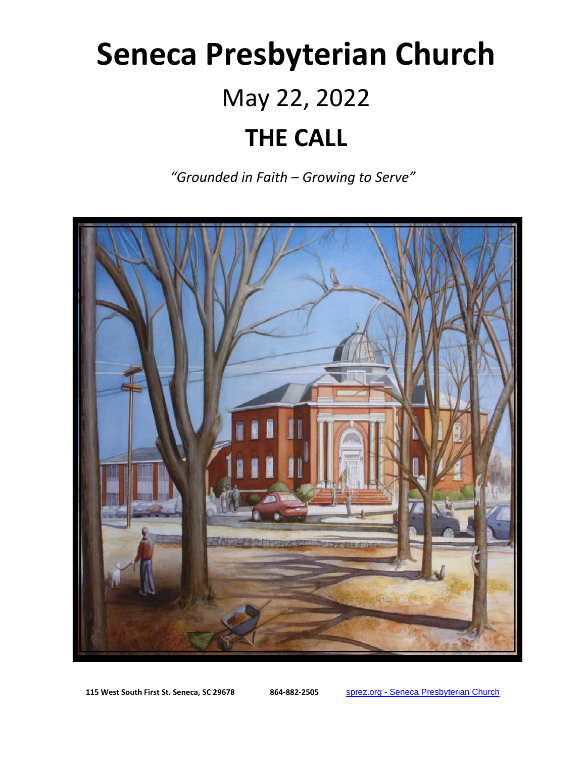# Seneca Presbyterian Church

## May 22, 2022

## THE CALL

*"Grounded in Faith – Growing to Serve"*

**115 West South First St. Seneca, SC 29678** **864-882-2505** sprez.org - Seneca Presbyterian Church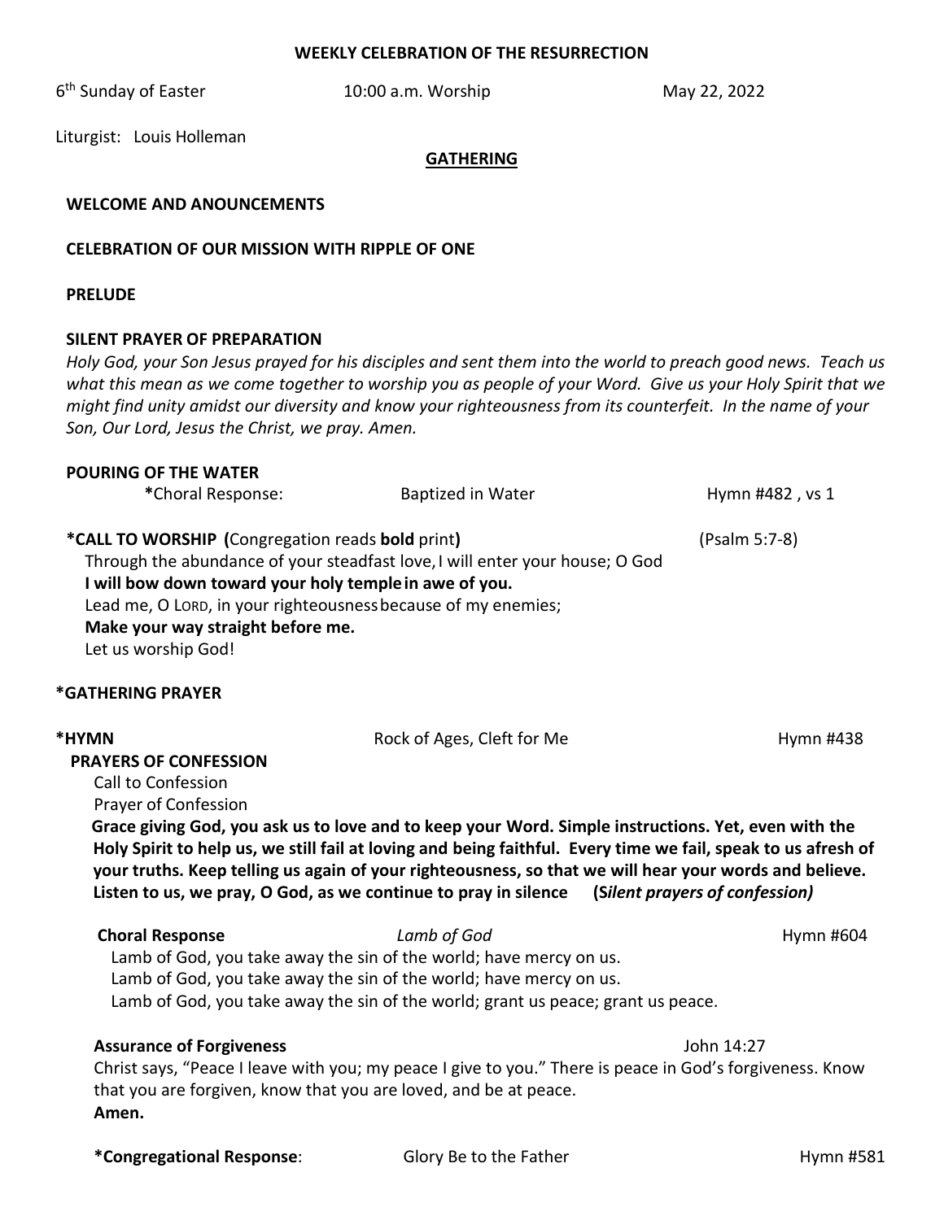**WEEKLY CELEBRATION OF THE RESURRECTION**

6th Sunday of Easter　　　10:00 a.m. Worship　　　May 22, 2022

Liturgist: Louis Holleman

## GATHERING

**WELCOME AND ANOUNCEMENTS**

**CELEBRATION OF OUR MISSION WITH RIPPLE OF ONE**

**PRELUDE**

**SILENT PRAYER OF PREPARATION**

*Holy God, your Son Jesus prayed for his disciples and sent them into the world to preach good news. Teach us what this mean as we come together to worship you as people of your Word. Give us your Holy Spirit that we might find unity amidst our diversity and know your righteousness from its counterfeit. In the name of your Son, Our Lord, Jesus the Christ, we pray. Amen.*

**POURING OF THE WATER**

**\***Choral Response: Baptized in Water Hymn #482 , vs 1

**\*CALL TO WORSHIP (**Congregation reads **bold** print**)** (Psalm 5:7-8)

Through the abundance of your steadfast love, I will enter your house; O God
**I will bow down toward your holy temple in awe of you.**
Lead me, O LORD, in your righteousness because of my enemies;
**Make your way straight before me.**
Let us worship God!

**\*GATHERING PRAYER**

**\*HYMN** Rock of Ages, Cleft for Me Hymn #438

**PRAYERS OF CONFESSION**

Call to Confession
Prayer of Confession

**Grace giving God, you ask us to love and to keep your Word. Simple instructions. Yet, even with the Holy Spirit to help us, we still fail at loving and being faithful. Every time we fail, speak to us afresh of your truths. Keep telling us again of your righteousness, so that we will hear your words and believe. Listen to us, we pray, O God, as we continue to pray in silence (*Silent prayers of confession)***

**Choral Response** *Lamb of God* Hymn #604

Lamb of God, you take away the sin of the world; have mercy on us.
Lamb of God, you take away the sin of the world; have mercy on us.
Lamb of God, you take away the sin of the world; grant us peace; grant us peace.

**Assurance of Forgiveness** John 14:27

Christ says, "Peace I leave with you; my peace I give to you." There is peace in God's forgiveness. Know that you are forgiven, know that you are loved, and be at peace.
**Amen.**

**\*Congregational Response**: Glory Be to the Father Hymn #581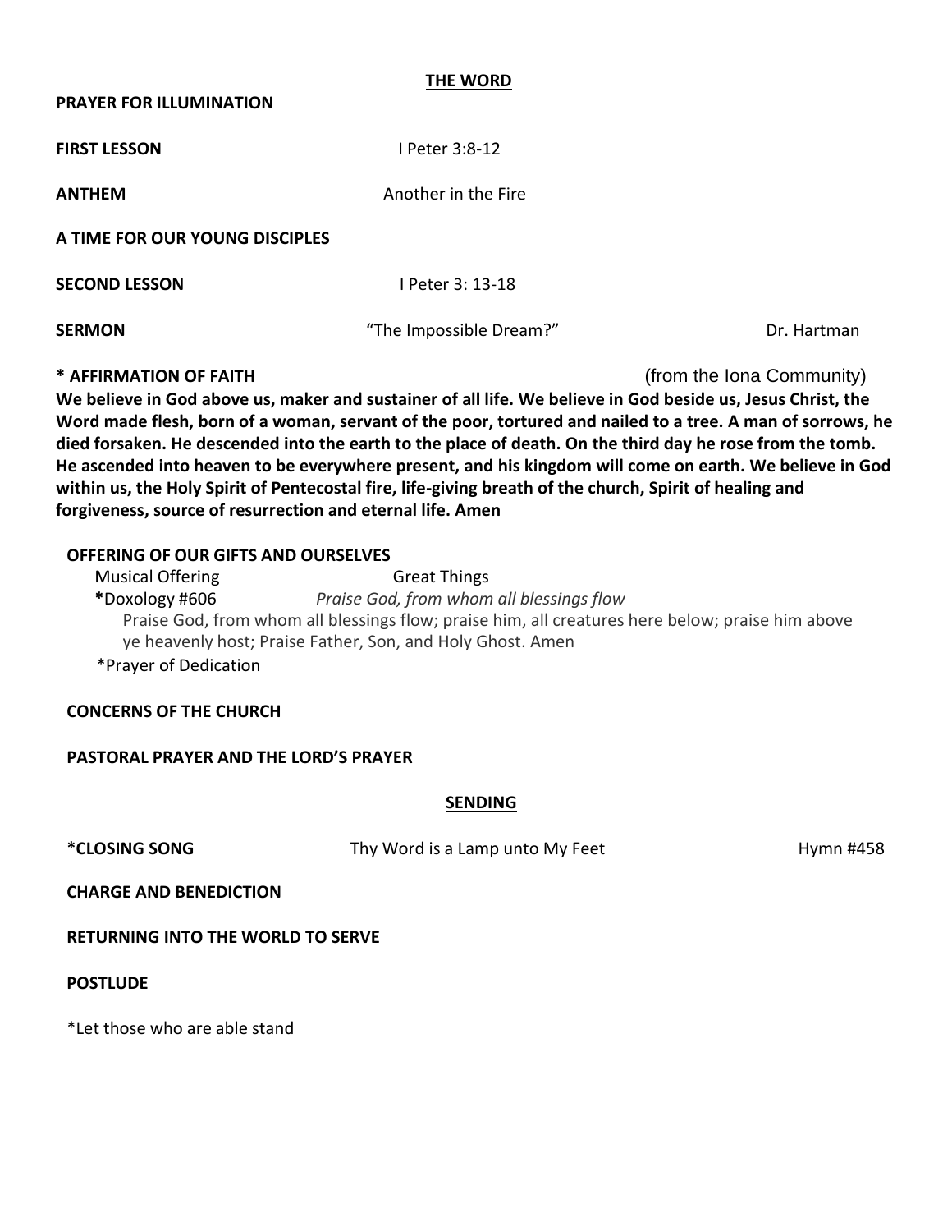## THE WORD

**PRAYER FOR ILLUMINATION**

**FIRST LESSON** I Peter 3:8-12

**ANTHEM** Another in the Fire

**A TIME FOR OUR YOUNG DISCIPLES**

**SECOND LESSON** I Peter 3: 13-18

**SERMON** "The Impossible Dream?" Dr. Hartman

**\* AFFIRMATION OF FAITH** (from the Iona Community)

**We believe in God above us, maker and sustainer of all life. We believe in God beside us, Jesus Christ, the Word made flesh, born of a woman, servant of the poor, tortured and nailed to a tree. A man of sorrows, he died forsaken. He descended into the earth to the place of death. On the third day he rose from the tomb. He ascended into heaven to be everywhere present, and his kingdom will come on earth. We believe in God within us, the Holy Spirit of Pentecostal fire, life-giving breath of the church, Spirit of healing and forgiveness, source of resurrection and eternal life. Amen**

**OFFERING OF OUR GIFTS AND OURSELVES**

Musical Offering Great Things

**\***Doxology #606 *Praise God, from whom all blessings flow*

Praise God, from whom all blessings flow; praise him, all creatures here below; praise him above ye heavenly host; Praise Father, Son, and Holy Ghost. Amen

\*Prayer of Dedication

**CONCERNS OF THE CHURCH**

**PASTORAL PRAYER AND THE LORD'S PRAYER**

## SENDING

**\*CLOSING SONG** Thy Word is a Lamp unto My Feet Hymn #458

**CHARGE AND BENEDICTION**

**RETURNING INTO THE WORLD TO SERVE**

**POSTLUDE**

\*Let those who are able stand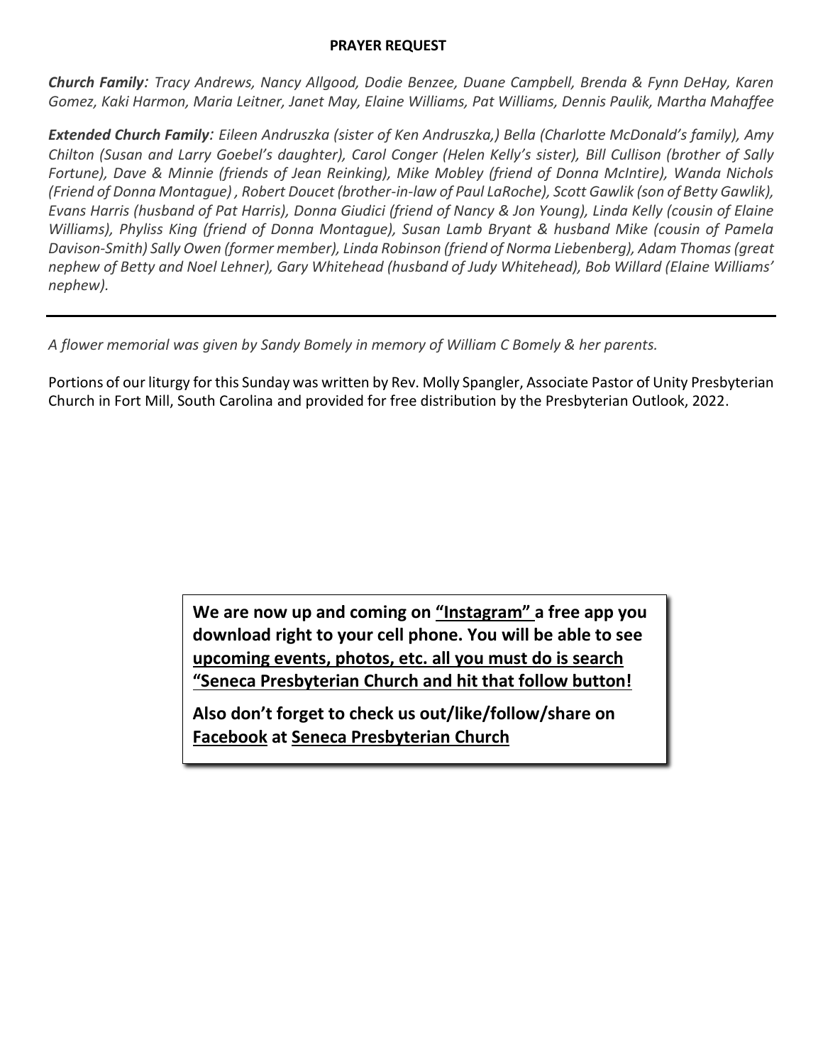**PRAYER REQUEST**

***Church Family**: Tracy Andrews, Nancy Allgood, Dodie Benzee, Duane Campbell, Brenda & Fynn DeHay, Karen Gomez, Kaki Harmon, Maria Leitner, Janet May, Elaine Williams, Pat Williams, Dennis Paulik, Martha Mahaffee*

***Extended Church Family**: Eileen Andruszka (sister of Ken Andruszka,) Bella (Charlotte McDonald's family), Amy Chilton (Susan and Larry Goebel's daughter), Carol Conger (Helen Kelly's sister), Bill Cullison (brother of Sally Fortune), Dave & Minnie (friends of Jean Reinking), Mike Mobley (friend of Donna McIntire), Wanda Nichols (Friend of Donna Montague) , Robert Doucet (brother-in-law of Paul LaRoche), Scott Gawlik (son of Betty Gawlik), Evans Harris (husband of Pat Harris), Donna Giudici (friend of Nancy & Jon Young), Linda Kelly (cousin of Elaine Williams), Phyliss King (friend of Donna Montague), Susan Lamb Bryant & husband Mike (cousin of Pamela Davison-Smith) Sally Owen (former member), Linda Robinson (friend of Norma Liebenberg), Adam Thomas (great nephew of Betty and Noel Lehner), Gary Whitehead (husband of Judy Whitehead), Bob Willard (Elaine Williams' nephew).*

---

*A flower memorial was given by Sandy Bomely in memory of William C Bomely & her parents.*

Portions of our liturgy for this Sunday was written by Rev. Molly Spangler, Associate Pastor of Unity Presbyterian Church in Fort Mill, South Carolina and provided for free distribution by the Presbyterian Outlook, 2022.

**We are now up and coming on <u>"Instagram"</u> a free app you download right to your cell phone. You will be able to see <u>upcoming events, photos, etc. all you must do is search "Seneca Presbyterian Church and hit that follow button!</u>**

**Also don't forget to check us out/like/follow/share on <u>Facebook</u> at <u>Seneca Presbyterian Church</u>**